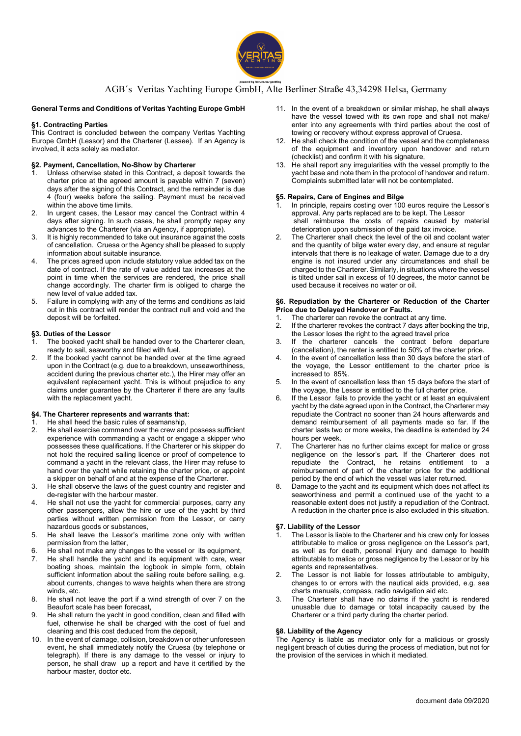AGB´s Veritas Yachting Europe GmbH, Alte Berliner Straße 43,34298 Helsa, Germany

## General Terms and Conditions of Veritas Yachting Europe GmbH

### §1. Contracting Parties

This Contract is concluded between the company Veritas Yachting Europe GmbH (Lessor) and the Charterer (Lessee). If an Agency is involved, it acts solely as mediator.

### §2. Payment, Cancellation, No-Show by Charterer

1. Unless otherwise stated in this Contract, a deposit towards the charter price at the agreed amount is payable within 7 (seven) days after the signing of this Contract, and the remainder is due 4 (four) weeks before the sailing. Payment must be received within the above time limits.
2. In urgent cases, the Lessor may cancel the Contract within 4 days after signing. In such cases, he shall promptly repay any advances to the Charterer (via an Agency, if appropriate).
3. It is highly recommended to take out insurance against the costs of cancellation. Cruesa or the Agency shall be pleased to supply information about suitable insurance.
4. The prices agreed upon include statutory value added tax on the date of contract. If the rate of value added tax increases at the point in time when the services are rendered, the price shall change accordingly. The charter firm is obliged to charge the new level of value added tax.
5. Failure in complying with any of the terms and conditions as laid out in this contract will render the contract null and void and the deposit will be forfeited.

### §3. Duties of the Lessor

1. The booked yacht shall be handed over to the Charterer clean, ready to sail, seaworthy and filled with fuel.
2. If the booked yacht cannot be handed over at the time agreed upon in the Contract (e.g. due to a breakdown, unseaworthiness, accident during the previous charter etc.), the Hirer may offer an equivalent replacement yacht. This is without prejudice to any claims under guarantee by the Charterer if there are any faults with the replacement yacht.

### §4. The Charterer represents and warrants that:

1. He shall heed the basic rules of seamanship,
2. He shall exercise command over the crew and possess sufficient experience with commanding a yacht or engage a skipper who possesses these qualifications. If the Charterer or his skipper do not hold the required sailing licence or proof of competence to command a yacht in the relevant class, the Hirer may refuse to hand over the yacht while retaining the charter price, or appoint a skipper on behalf of and at the expense of the Charterer.
3. He shall observe the laws of the guest country and register and de-register with the harbour master.
4. He shall not use the yacht for commercial purposes, carry any other passengers, allow the hire or use of the yacht by third parties without written permission from the Lessor, or carry hazardous goods or substances,
5. He shall leave the Lessor's maritime zone only with written permission from the latter,
6. He shall not make any changes to the vessel or its equipment,
7. He shall handle the yacht and its equipment with care, wear boating shoes, maintain the logbook in simple form, obtain sufficient information about the sailing route before sailing, e.g. about currents, changes to wave heights when there are strong winds, etc.
8. He shall not leave the port if a wind strength of over 7 on the Beaufort scale has been forecast,
9. He shall return the yacht in good condition, clean and filled with fuel, otherwise he shall be charged with the cost of fuel and cleaning and this cost deducted from the deposit,
10. In the event of damage, collision, breakdown or other unforeseen event, he shall immediately notify the Cruesa (by telephone or telegraph). If there is any damage to the vessel or injury to person, he shall draw up a report and have it certified by the harbour master, doctor etc.
11. In the event of a breakdown or similar mishap, he shall always have the vessel towed with its own rope and shall not make/ enter into any agreements with third parties about the cost of towing or recovery without express approval of Cruesa.
12. He shall check the condition of the vessel and the completeness of the equipment and inventory upon handover and return (checklist) and confirm it with his signature,
13. He shall report any irregularities with the vessel promptly to the yacht base and note them in the protocol of handover and return. Complaints submitted later will not be contemplated.

### §5. Repairs, Care of Engines and Bilge

1. In principle, repairs costing over 100 euros require the Lessor's approval. Any parts replaced are to be kept. The Lessor shall reimburse the costs of repairs caused by material deterioration upon submission of the paid tax invoice.
2. The Charterer shall check the level of the oil and coolant water and the quantity of bilge water every day, and ensure at regular intervals that there is no leakage of water. Damage due to a dry engine is not insured under any circumstances and shall be charged to the Charterer. Similarly, in situations where the vessel is tilted under sail in excess of 10 degrees, the motor cannot be used because it receives no water or oil.

### §6. Repudiation by the Charterer or Reduction of the Charter Price due to Delayed Handover or Faults.

1. The charterer can revoke the contract at any time.
2. If the charterer revokes the contract 7 days after booking the trip, the Lessor loses the right to the agreed travel price
3. If the charterer cancels the contract before departure (cancellation), the renter is entitled to 50% of the charter price.
4. In the event of cancellation less than 30 days before the start of the voyage, the Lessor entitlement to the charter price is increased to 85%.
5. In the event of cancellation less than 15 days before the start of the voyage, the Lessor is entitled to the full charter price.
6. If the Lessor fails to provide the yacht or at least an equivalent yacht by the date agreed upon in the Contract, the Charterer may repudiate the Contract no sooner than 24 hours afterwards and demand reimbursement of all payments made so far. If the charter lasts two or more weeks, the deadline is extended by 24 hours per week.
7. The Charterer has no further claims except for malice or gross negligence on the lessor's part. If the Charterer does not repudiate the Contract, he retains entitlement to a reimbursement of part of the charter price for the additional period by the end of which the vessel was later returned.
8. Damage to the yacht and its equipment which does not affect its seaworthiness and permit a continued use of the yacht to a reasonable extent does not justify a repudiation of the Contract. A reduction in the charter price is also excluded in this situation.

### §7. Liability of the Lessor

1. The Lessor is liable to the Charterer and his crew only for losses attributable to malice or gross negligence on the Lessor's part, as well as for death, personal injury and damage to health attributable to malice or gross negligence by the Lessor or by his agents and representatives.
2. The Lessor is not liable for losses attributable to ambiguity, changes to or errors with the nautical aids provided, e.g. sea charts manuals, compass, radio navigation aid etc.
3. The Charterer shall have no claims if the yacht is rendered unusable due to damage or total incapacity caused by the Charterer or a third party during the charter period.

### §8. Liability of the Agency

The Agency is liable as mediator only for a malicious or grossly negligent breach of duties during the process of mediation, but not for the provision of the services in which it mediated.

document date 09/2020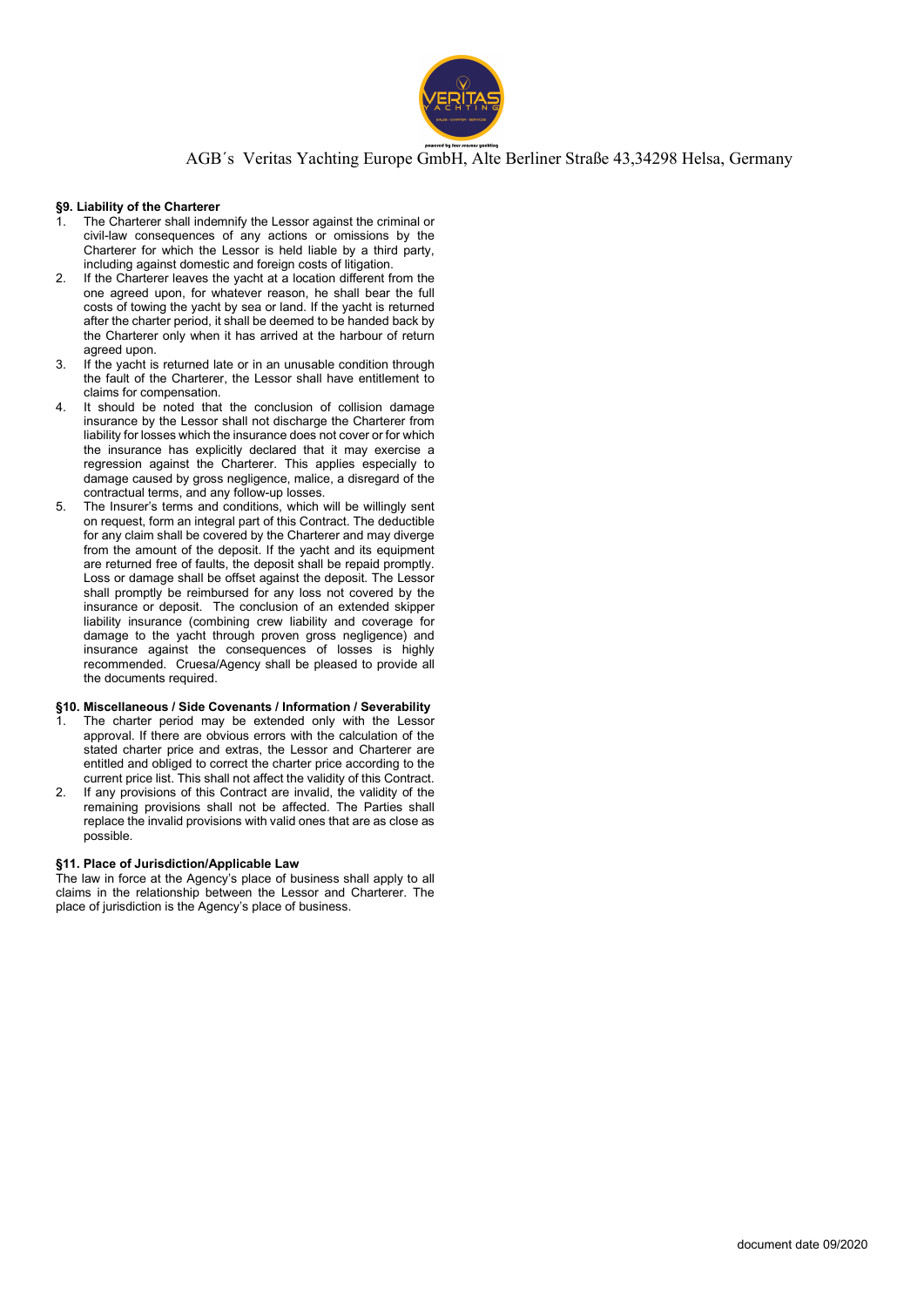## §9. Liability of the Charterer

1. The Charterer shall indemnify the Lessor against the criminal or civil-law consequences of any actions or omissions by the Charterer for which the Lessor is held liable by a third party, including against domestic and foreign costs of litigation.
2. If the Charterer leaves the yacht at a location different from the one agreed upon, for whatever reason, he shall bear the full costs of towing the yacht by sea or land. If the yacht is returned after the charter period, it shall be deemed to be handed back by the Charterer only when it has arrived at the harbour of return agreed upon.
3. If the yacht is returned late or in an unusable condition through the fault of the Charterer, the Lessor shall have entitlement to claims for compensation.
4. It should be noted that the conclusion of collision damage insurance by the Lessor shall not discharge the Charterer from liability for losses which the insurance does not cover or for which the insurance has explicitly declared that it may exercise a regression against the Charterer. This applies especially to damage caused by gross negligence, malice, a disregard of the contractual terms, and any follow-up losses.
5. The Insurer's terms and conditions, which will be willingly sent on request, form an integral part of this Contract. The deductible for any claim shall be covered by the Charterer and may diverge from the amount of the deposit. If the yacht and its equipment are returned free of faults, the deposit shall be repaid promptly. Loss or damage shall be offset against the deposit. The Lessor shall promptly be reimbursed for any loss not covered by the insurance or deposit. The conclusion of an extended skipper liability insurance (combining crew liability and coverage for damage to the yacht through proven gross negligence) and insurance against the consequences of losses is highly recommended. Cruesa/Agency shall be pleased to provide all the documents required.

## §10. Miscellaneous / Side Covenants / Information / Severability

1. The charter period may be extended only with the Lessor approval. If there are obvious errors with the calculation of the stated charter price and extras, the Lessor and Charterer are entitled and obliged to correct the charter price according to the current price list. This shall not affect the validity of this Contract.
2. If any provisions of this Contract are invalid, the validity of the remaining provisions shall not be affected. The Parties shall replace the invalid provisions with valid ones that are as close as possible.

## §11. Place of Jurisdiction/Applicable Law

The law in force at the Agency's place of business shall apply to all claims in the relationship between the Lessor and Charterer. The place of jurisdiction is the Agency's place of business.